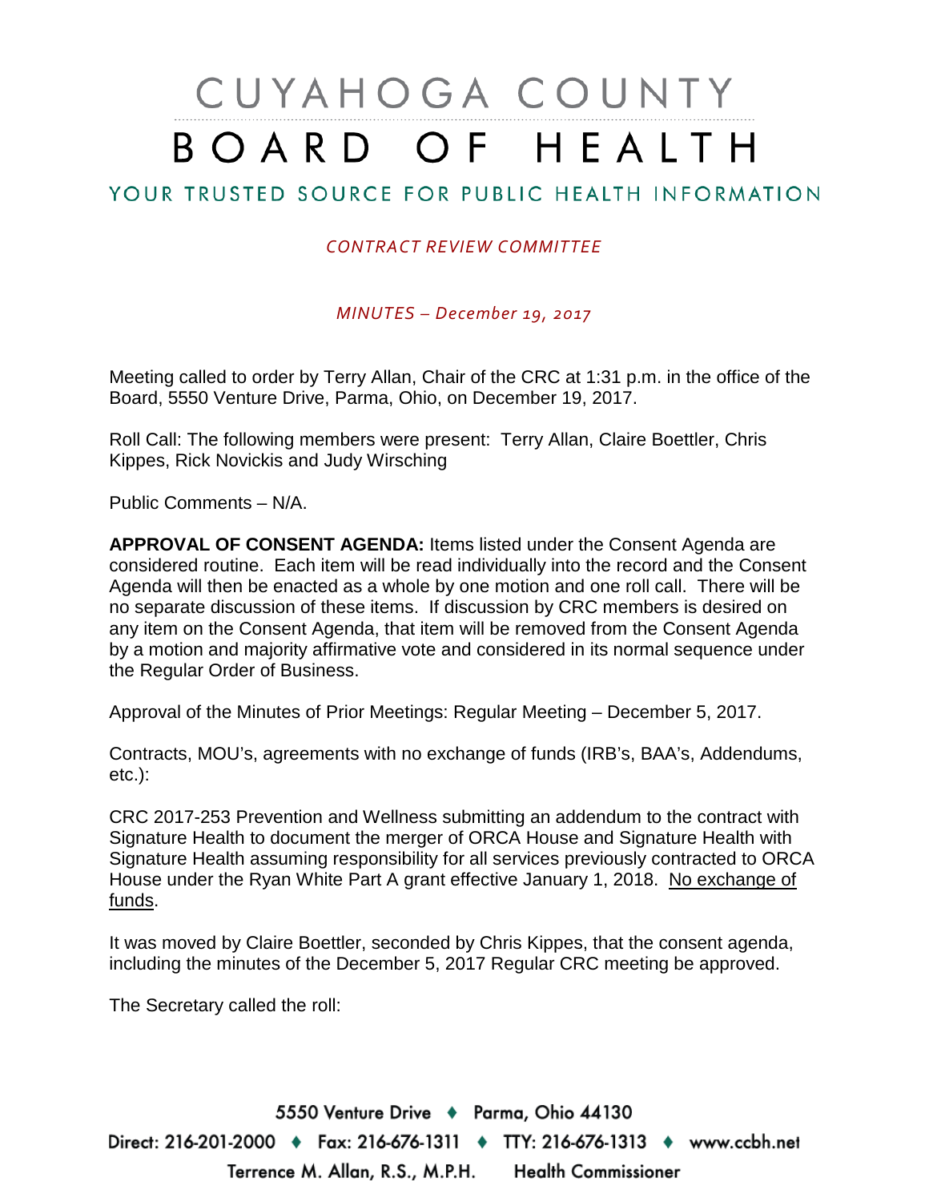# CUYAHOGA COUNTY BOARD OF HEALTH

## YOUR TRUSTED SOURCE FOR PUBLIC HEALTH INFORMATION

*CONTRACT REVIEW COMMITTEE*

*MINUTES – December 19, 2017*

Meeting called to order by Terry Allan, Chair of the CRC at 1:31 p.m. in the office of the Board, 5550 Venture Drive, Parma, Ohio, on December 19, 2017.

Roll Call: The following members were present: Terry Allan, Claire Boettler, Chris Kippes, Rick Novickis and Judy Wirsching

Public Comments – N/A.

**APPROVAL OF CONSENT AGENDA:** Items listed under the Consent Agenda are considered routine. Each item will be read individually into the record and the Consent Agenda will then be enacted as a whole by one motion and one roll call. There will be no separate discussion of these items. If discussion by CRC members is desired on any item on the Consent Agenda, that item will be removed from the Consent Agenda by a motion and majority affirmative vote and considered in its normal sequence under the Regular Order of Business.

Approval of the Minutes of Prior Meetings: Regular Meeting – December 5, 2017.

Contracts, MOU's, agreements with no exchange of funds (IRB's, BAA's, Addendums, etc.):

CRC 2017-253 Prevention and Wellness submitting an addendum to the contract with Signature Health to document the merger of ORCA House and Signature Health with Signature Health assuming responsibility for all services previously contracted to ORCA House under the Ryan White Part A grant effective January 1, 2018. No exchange of funds.

It was moved by Claire Boettler, seconded by Chris Kippes, that the consent agenda, including the minutes of the December 5, 2017 Regular CRC meeting be approved.

The Secretary called the roll:

5550 Venture Drive ♦ Parma, Ohio 44130
Direct: 216-201-2000 ♦ Fax: 216-676-1311 ♦ TTY: 216-676-1313 ♦ www.ccbh.net
Terrence M. Allan, R.S., M.P.H. Health Commissioner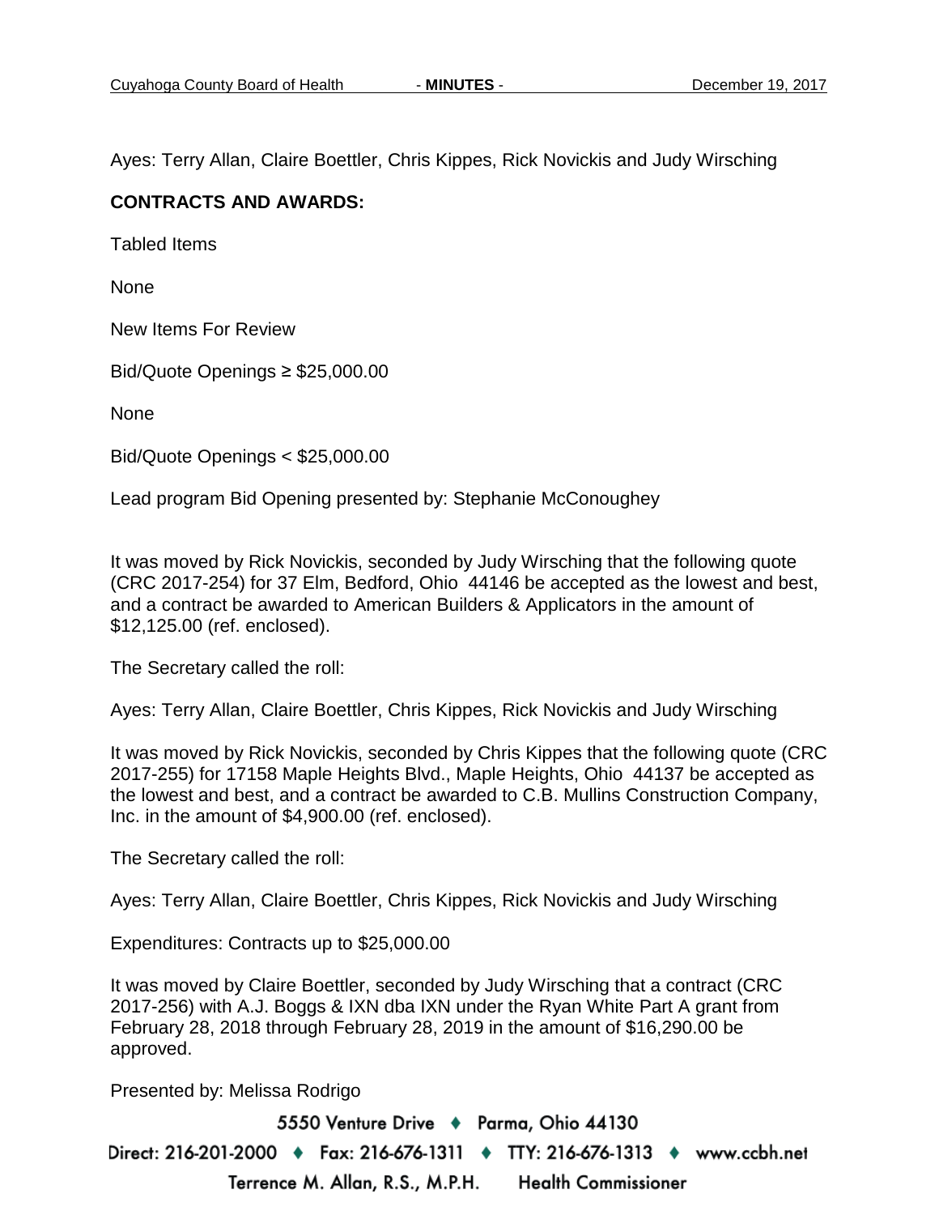Ayes: Terry Allan, Claire Boettler, Chris Kippes, Rick Novickis and Judy Wirsching

**CONTRACTS AND AWARDS:**

Tabled Items

None

New Items For Review

Bid/Quote Openings ≥ $25,000.00

None

Bid/Quote Openings < $25,000.00

Lead program Bid Opening presented by: Stephanie McConoughey

It was moved by Rick Novickis, seconded by Judy Wirsching that the following quote (CRC 2017-254) for 37 Elm, Bedford, Ohio 44146 be accepted as the lowest and best, and a contract be awarded to American Builders & Applicators in the amount of $12,125.00 (ref. enclosed).

The Secretary called the roll:

Ayes: Terry Allan, Claire Boettler, Chris Kippes, Rick Novickis and Judy Wirsching

It was moved by Rick Novickis, seconded by Chris Kippes that the following quote (CRC 2017-255) for 17158 Maple Heights Blvd., Maple Heights, Ohio 44137 be accepted as the lowest and best, and a contract be awarded to C.B. Mullins Construction Company, Inc. in the amount of $4,900.00 (ref. enclosed).

The Secretary called the roll:

Ayes: Terry Allan, Claire Boettler, Chris Kippes, Rick Novickis and Judy Wirsching

Expenditures: Contracts up to $25,000.00

It was moved by Claire Boettler, seconded by Judy Wirsching that a contract (CRC 2017-256) with A.J. Boggs & IXN dba IXN under the Ryan White Part A grant from February 28, 2018 through February 28, 2019 in the amount of $16,290.00 be approved.

Presented by: Melissa Rodrigo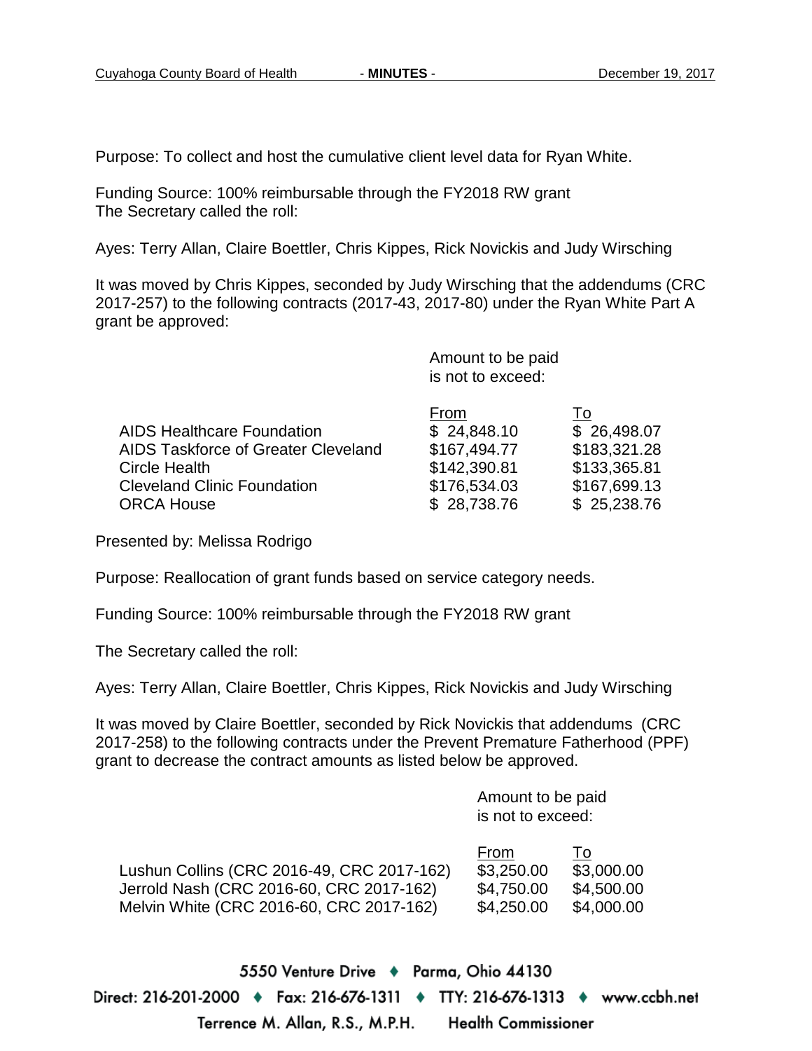Purpose: To collect and host the cumulative client level data for Ryan White.

Funding Source: 100% reimbursable through the FY2018 RW grant
The Secretary called the roll:

Ayes: Terry Allan, Claire Boettler, Chris Kippes, Rick Novickis and Judy Wirsching

It was moved by Chris Kippes, seconded by Judy Wirsching that the addendums (CRC 2017-257) to the following contracts (2017-43, 2017-80) under the Ryan White Part A grant be approved:

| | Amount to be paid is not to exceed: | |
|---|---|---|
| | From | To |
| AIDS Healthcare Foundation | $ 24,848.10 | $ 26,498.07 |
| AIDS Taskforce of Greater Cleveland | $167,494.77 | $183,321.28 |
| Circle Health | $142,390.81 | $133,365.81 |
| Cleveland Clinic Foundation | $176,534.03 | $167,699.13 |
| ORCA House | $ 28,738.76 | $ 25,238.76 |

Presented by: Melissa Rodrigo

Purpose: Reallocation of grant funds based on service category needs.

Funding Source: 100% reimbursable through the FY2018 RW grant

The Secretary called the roll:

Ayes: Terry Allan, Claire Boettler, Chris Kippes, Rick Novickis and Judy Wirsching

It was moved by Claire Boettler, seconded by Rick Novickis that addendums (CRC 2017-258) to the following contracts under the Prevent Premature Fatherhood (PPF) grant to decrease the contract amounts as listed below be approved.

| | Amount to be paid is not to exceed: | |
|---|---|---|
| | From | To |
| Lushun Collins (CRC 2016-49, CRC 2017-162) | $3,250.00 | $3,000.00 |
| Jerrold Nash (CRC 2016-60, CRC 2017-162) | $4,750.00 | $4,500.00 |
| Melvin White (CRC 2016-60, CRC 2017-162) | $4,250.00 | $4,000.00 |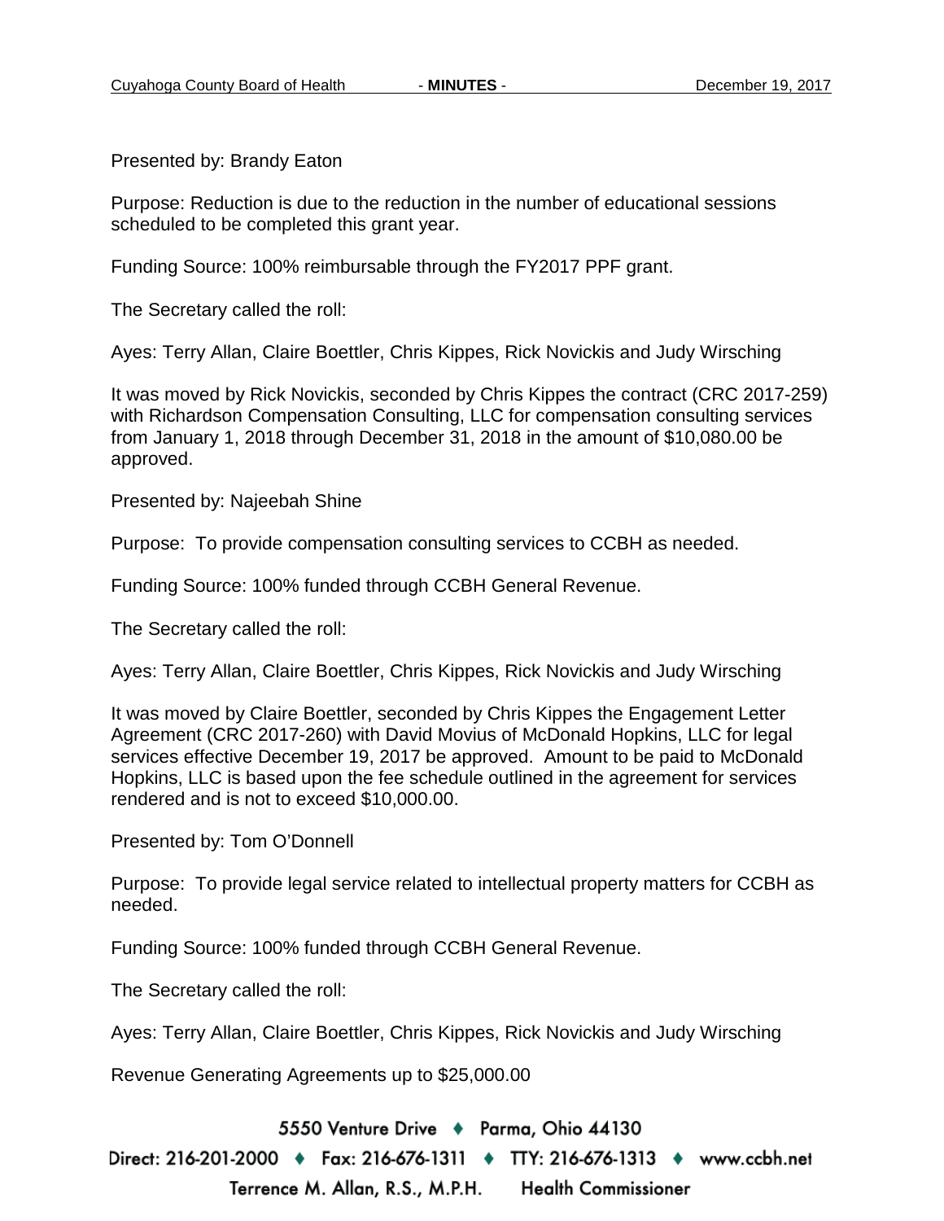Presented by: Brandy Eaton

Purpose: Reduction is due to the reduction in the number of educational sessions scheduled to be completed this grant year.

Funding Source: 100% reimbursable through the FY2017 PPF grant.

The Secretary called the roll:

Ayes: Terry Allan, Claire Boettler, Chris Kippes, Rick Novickis and Judy Wirsching

It was moved by Rick Novickis, seconded by Chris Kippes the contract (CRC 2017-259) with Richardson Compensation Consulting, LLC for compensation consulting services from January 1, 2018 through December 31, 2018 in the amount of $10,080.00 be approved.

Presented by: Najeebah Shine

Purpose: To provide compensation consulting services to CCBH as needed.

Funding Source: 100% funded through CCBH General Revenue.

The Secretary called the roll:

Ayes: Terry Allan, Claire Boettler, Chris Kippes, Rick Novickis and Judy Wirsching

It was moved by Claire Boettler, seconded by Chris Kippes the Engagement Letter Agreement (CRC 2017-260) with David Movius of McDonald Hopkins, LLC for legal services effective December 19, 2017 be approved. Amount to be paid to McDonald Hopkins, LLC is based upon the fee schedule outlined in the agreement for services rendered and is not to exceed $10,000.00.

Presented by: Tom O'Donnell

Purpose: To provide legal service related to intellectual property matters for CCBH as needed.

Funding Source: 100% funded through CCBH General Revenue.

The Secretary called the roll:

Ayes: Terry Allan, Claire Boettler, Chris Kippes, Rick Novickis and Judy Wirsching

Revenue Generating Agreements up to $25,000.00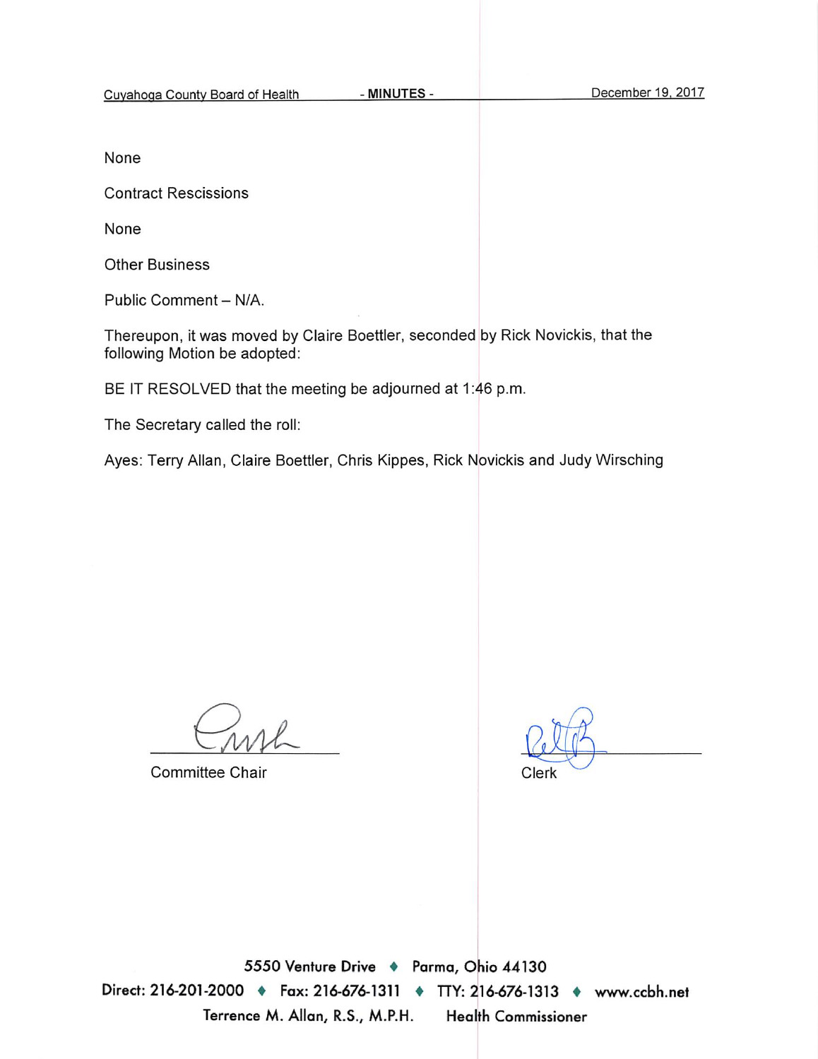None

Contract Rescissions

None

Other Business

Public Comment – N/A.

Thereupon, it was moved by Claire Boettler, seconded by Rick Novickis, that the following Motion be adopted:

BE IT RESOLVED that the meeting be adjourned at 1:46 p.m.

The Secretary called the roll:

Ayes: Terry Allan, Claire Boettler, Chris Kippes, Rick Novickis and Judy Wirsching

Committee Chair

Clerk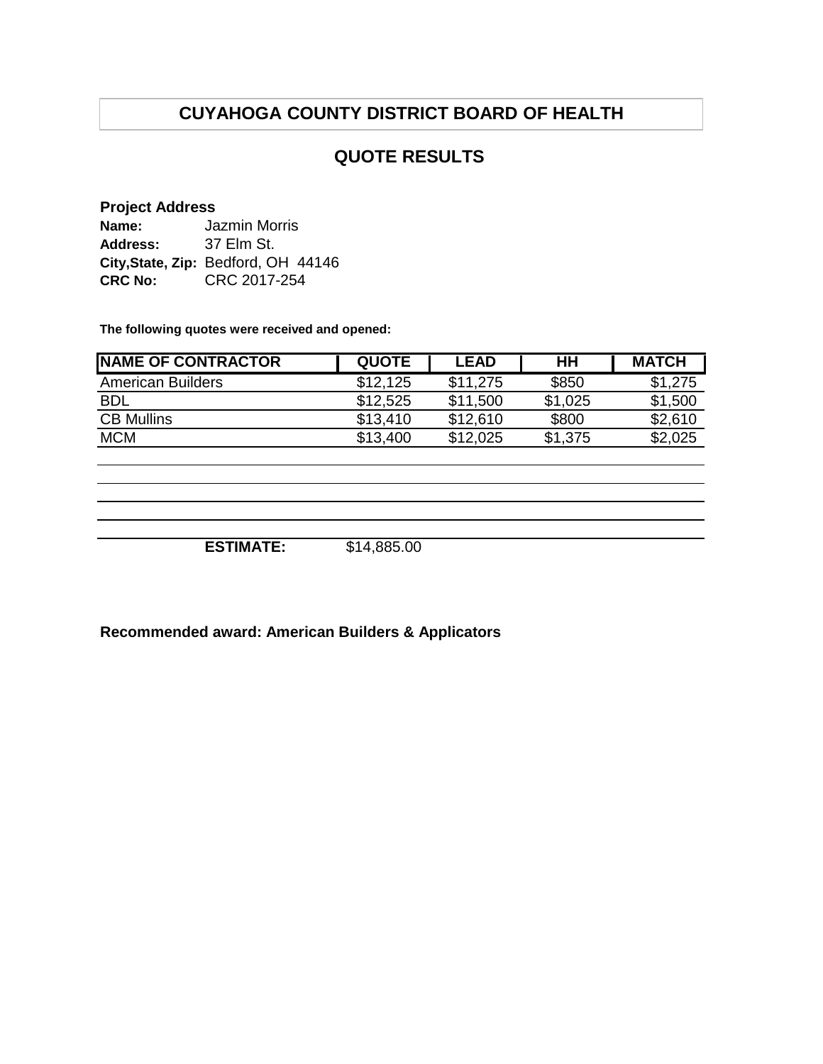# CUYAHOGA COUNTY DISTRICT BOARD OF HEALTH

## QUOTE RESULTS

**Project Address**

**Name:** Jazmin Morris
**Address:** 37 Elm St.
**City,State, Zip:** Bedford, OH 44146
**CRC No:** CRC 2017-254

**The following quotes were received and opened:**

| NAME OF CONTRACTOR | QUOTE | LEAD | HH | MATCH |
|---|---|---|---|---|
| American Builders | $12,125 | $11,275 | $850 | $1,275 |
| BDL | $12,525 | $11,500 | $1,025 | $1,500 |
| CB Mullins | $13,410 | $12,610 | $800 | $2,610 |
| MCM | $13,400 | $12,025 | $1,375 | $2,025 |
| | | | | |
| | | | | |
| | | | | |
| | | | | |
| **ESTIMATE:** | $14,885.00 | | | |

**Recommended award: American Builders & Applicators**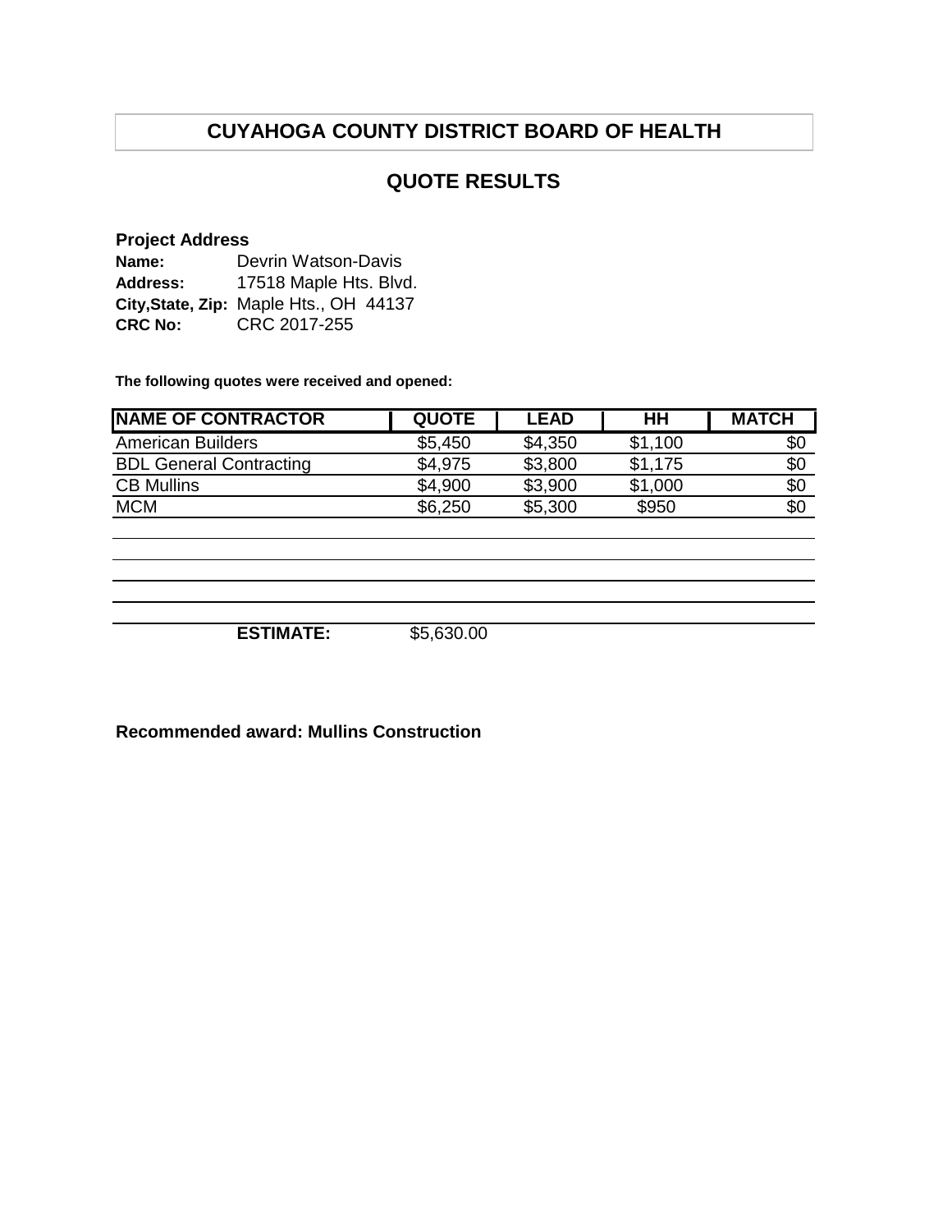# CUYAHOGA COUNTY DISTRICT BOARD OF HEALTH

## QUOTE RESULTS

**Project Address**
**Name:** Devrin Watson-Davis
**Address:** 17518 Maple Hts. Blvd.
**City,State, Zip:** Maple Hts., OH 44137
**CRC No:** CRC 2017-255

**The following quotes were received and opened:**

| NAME OF CONTRACTOR | QUOTE | LEAD | HH | MATCH |
|---|---|---|---|---|
| American Builders | $5,450 | $4,350 | $1,100 | $0 |
| BDL General Contracting | $4,975 | $3,800 | $1,175 | $0 |
| CB Mullins | $4,900 | $3,900 | $1,000 | $0 |
| MCM | $6,250 | $5,300 | $950 | $0 |

**ESTIMATE:** $5,630.00

**Recommended award: Mullins Construction**